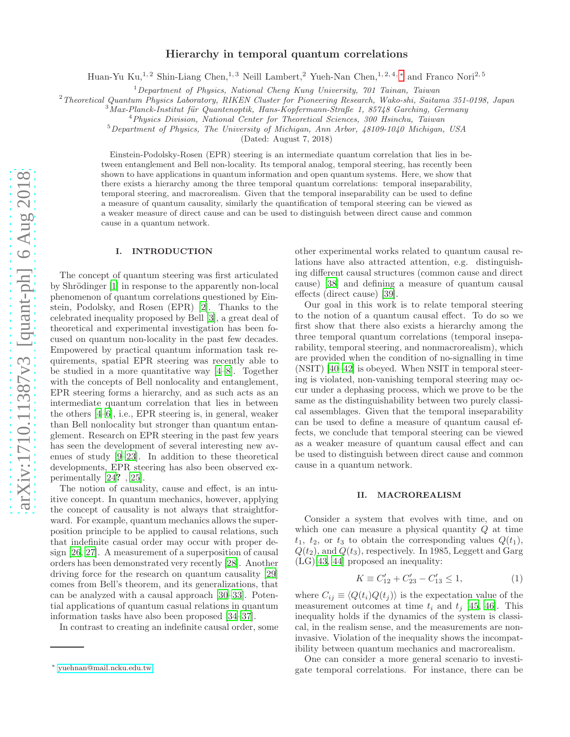# Hierarchy in temporal quantum correlations

Huan-Yu Ku,[1,2] Shin-Liang Chen,[1,3] Neill Lambert,[2] Yueh-Nan Chen,[1,2,4,*] and Franco Nori[2,5]

[1] Department of Physics, National Cheng Kung University, 701 Tainan, Taiwan
[2] Theoretical Quantum Physics Laboratory, RIKEN Cluster for Pioneering Research, Wako-shi, Saitama 351-0198, Japan
[3] Max-Planck-Institut für Quantenoptik, Hans-Kopfermann-Straße 1, 85748 Garching, Germany
[4] Physics Division, National Center for Theoretical Sciences, 300 Hsinchu, Taiwan
[5] Department of Physics, The University of Michigan, Ann Arbor, 48109-1040 Michigan, USA

(Dated: August 7, 2018)

Einstein-Podolsky-Rosen (EPR) steering is an intermediate quantum correlation that lies in between entanglement and Bell non-locality. Its temporal analog, temporal steering, has recently been shown to have applications in quantum information and open quantum systems. Here, we show that there exists a hierarchy among the three temporal quantum correlations: temporal inseparability, temporal steering, and macrorealism. Given that the temporal inseparability can be used to define a measure of quantum causality, similarly the quantification of temporal steering can be viewed as a weaker measure of direct cause and can be used to distinguish between direct cause and common cause in a quantum network.

## I. INTRODUCTION

The concept of quantum steering was first articulated by Shrödinger [1] in response to the apparently non-local phenomenon of quantum correlations questioned by Einstein, Podolsky, and Rosen (EPR) [2]. Thanks to the celebrated inequality proposed by Bell [3], a great deal of theoretical and experimental investigation has been focused on quantum non-locality in the past few decades. Empowered by practical quantum information task requirements, spatial EPR steering was recently able to be studied in a more quantitative way [4–8]. Together with the concepts of Bell nonlocality and entanglement, EPR steering forms a hierarchy, and as such acts as an intermediate quantum correlation that lies in between the others [4–6], i.e., EPR steering is, in general, weaker than Bell nonlocality but stronger than quantum entanglement. Research on EPR steering in the past few years has seen the development of several interesting new avenues of study [9–23]. In addition to these theoretical developments, EPR steering has also been observed experimentally [24? , 25].

The notion of causality, cause and effect, is an intuitive concept. In quantum mechanics, however, applying the concept of causality is not always that straightforward. For example, quantum mechanics allows the superposition principle to be applied to causal relations, such that indefinite casual order may occur with proper design [26, 27]. A measurement of a superposition of causal orders has been demonstrated very recently [28]. Another driving force for the research on quantum causality [29] comes from Bell's theorem, and its generalizations, that can be analyzed with a causal approach [30–33]. Potential applications of quantum casual relations in quantum information tasks have also been proposed [34–37].

In contrast to creating an indefinite causal order, some other experimental works related to quantum causal relations have also attracted attention, e.g. distinguishing different causal structures (common cause and direct cause) [38] and defining a measure of quantum causal effects (direct cause) [39].

Our goal in this work is to relate temporal steering to the notion of a quantum causal effect. To do so we first show that there also exists a hierarchy among the three temporal quantum correlations (temporal inseparability, temporal steering, and nonmacrorealism), which are provided when the condition of no-signalling in time (NSIT) [40–42] is obeyed. When NSIT in temporal steering is violated, non-vanishing temporal steering may occur under a dephasing process, which we prove to be the same as the distinguishability between two purely classical assemblages. Given that the temporal inseparability can be used to define a measure of quantum causal effects, we conclude that temporal steering can be viewed as a weaker measure of quantum causal effect and can be used to distinguish between direct cause and common cause in a quantum network.

## II. MACROREALISM

Consider a system that evolves with time, and on which one can measure a physical quantity $Q$ at time $t_1$, $t_2$, or $t_3$ to obtain the corresponding values $Q(t_1)$, $Q(t_2)$, and $Q(t_3)$, respectively. In 1985, Leggett and Garg (LG)[43, 44] proposed an inequality:

$$K \equiv C'_{12} + C'_{23} - C'_{13} \leq 1, \tag{1}$$

where $C_{ij} \equiv \langle Q(t_i)Q(t_j)\rangle$ is the expectation value of the measurement outcomes at time $t_i$ and $t_j$ [45, 46]. This inequality holds if the dynamics of the system is classical, in the realism sense, and the measurements are noninvasive. Violation of the inequality shows the incompatibility between quantum mechanics and macrorealism.

One can consider a more general scenario to investigate temporal correlations. For instance, there can be

[*] yuehnan@mail.ncku.edu.tw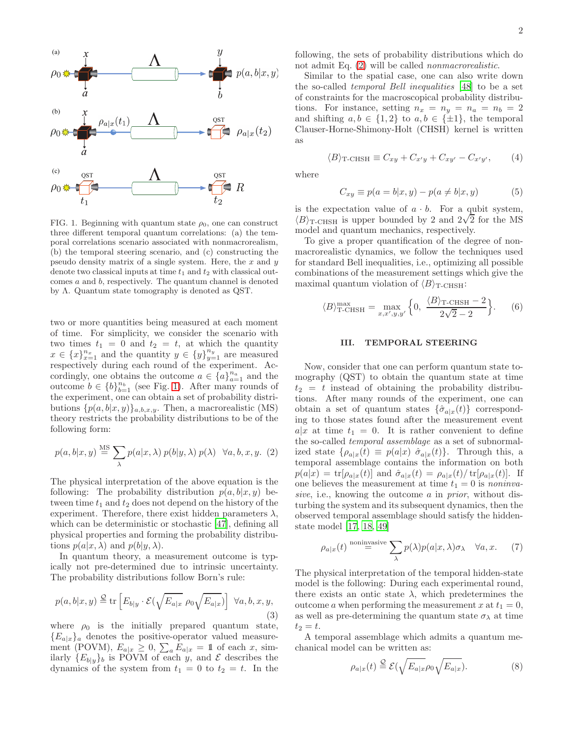FIG. 1. Beginning with quantum state $\rho_0$, one can construct three different temporal quantum correlations: (a) the temporal correlations scenario associated with nonmacrorealism, (b) the temporal steering scenario, and (c) constructing the pseudo density matrix of a single system. Here, the $x$ and $y$ denote two classical inputs at time $t_1$ and $t_2$ with classical outcomes $a$ and $b$, respectively. The quantum channel is denoted by $\Lambda$. Quantum state tomography is denoted as QST.

two or more quantities being measured at each moment of time. For simplicity, we consider the scenario with two times $t_1 = 0$ and $t_2 = t$, at which the quantity $x \in \{x\}_{x=1}^{n_x}$ and the quantity $y \in \{y\}_{y=1}^{n_y}$ are measured respectively during each round of the experiment. Accordingly, one obtains the outcome $a \in \{a\}_{a=1}^{n_a}$ and the outcome $b \in \{b\}_{b=1}^{n_b}$ (see Fig. 1). After many rounds of the experiment, one can obtain a set of probability distributions $\{p(a,b|x,y)\}_{a,b,x,y}$. Then, a macrorealistic (MS) theory restricts the probability distributions to be of the following form:

$$p(a,b|x,y) \stackrel{\text{MS}}{=} \sum_{\lambda} p(a|x,\lambda)\, p(b|y,\lambda)\, p(\lambda) \quad \forall a,b,x,y. \tag{2}$$

The physical interpretation of the above equation is the following: The probability distribution $p(a,b|x,y)$ between time $t_1$ and $t_2$ does not depend on the history of the experiment. Therefore, there exist hidden parameters $\lambda$, which can be deterministic or stochastic [47], defining all physical properties and forming the probability distributions $p(a|x,\lambda)$ and $p(b|y,\lambda)$.

In quantum theory, a measurement outcome is typically not pre-determined due to intrinsic uncertainty. The probability distributions follow Born's rule:

$$p(a,b|x,y) \stackrel{\text{Q}}{=} \operatorname{tr}\left[E_{b|y} \cdot \mathcal{E}(\sqrt{E_{a|x}}\ \rho_0 \sqrt{E_{a|x}})\right] \ \ \forall a,b,x,y, \tag{3}$$

where $\rho_0$ is the initially prepared quantum state, $\{E_{a|x}\}_a$ denotes the positive-operator valued measurement (POVM), $E_{a|x} \geq 0$, $\sum_a E_{a|x} = \mathbb{1}$ of each $x$, similarly $\{E_{b|y}\}_b$ is POVM of each $y$, and $\mathcal{E}$ describes the dynamics of the system from $t_1 = 0$ to $t_2 = t$. In the following, the sets of probability distributions which do not admit Eq. (2) will be called *nonmacrorealistic*.

Similar to the spatial case, one can also write down the so-called *temporal Bell inequalities* [48] to be a set of constraints for the macroscopical probability distributions. For instance, setting $n_x = n_y = n_a = n_b = 2$ and shifting $a,b \in \{1,2\}$ to $a,b \in \{\pm 1\}$, the temporal Clauser-Horne-Shimony-Holt (CHSH) kernel is written as

$$\langle B \rangle_{\text{T-CHSH}} \equiv C_{xy} + C_{x'y} + C_{xy'} - C_{x'y'}, \tag{4}$$

where

$$C_{xy} \equiv p(a = b|x,y) - p(a \neq b|x,y) \tag{5}$$

is the expectation value of $a \cdot b$. For a qubit system, $\langle B \rangle_{\text{T-CHSH}}$ is upper bounded by 2 and $2\sqrt{2}$ for the MS model and quantum mechanics, respectively.

To give a proper quantification of the degree of nonmacrorealistic dynamics, we follow the techniques used for standard Bell inequalities, i.e., optimizing all possible combinations of the measurement settings which give the maximal quantum violation of $\langle B \rangle_{\text{T-CHSH}}$:

$$\langle B \rangle_{\text{T-CHSH}}^{\max} = \max_{x,x',y,y'} \left\{0,\ \frac{\langle B \rangle_{\text{T-CHSH}} - 2}{2\sqrt{2} - 2}\right\}. \tag{6}$$

## III. TEMPORAL STEERING

Now, consider that one can perform quantum state tomography (QST) to obtain the quantum state at time $t_2 = t$ instead of obtaining the probability distributions. After many rounds of the experiment, one can obtain a set of quantum states $\{\hat{\sigma}_{a|x}(t)\}$ corresponding to those states found after the measurement event $a|x$ at time $t_1 = 0$. It is rather convenient to define the so-called *temporal assemblage* as a set of subnormalized state $\{\rho_{a|x}(t) \equiv p(a|x)\ \hat{\sigma}_{a|x}(t)\}$. Through this, a temporal assemblage contains the information on both $p(a|x) = \operatorname{tr}[\rho_{a|x}(t)]$ and $\hat{\sigma}_{a|x}(t) = \rho_{a|x}(t)/\operatorname{tr}[\rho_{a|x}(t)]$. If one believes the measurement at time $t_1 = 0$ is *noninvasive*, i.e., knowing the outcome $a$ in *prior*, without disturbing the system and its subsequent dynamics, then the observed temporal assemblage should satisfy the hidden-state model [17, 18, 49]

$$\rho_{a|x}(t) \stackrel{\text{noninvasive}}{=} \sum_{\lambda} p(\lambda) p(a|x,\lambda) \sigma_{\lambda} \quad \forall a,x. \tag{7}$$

The physical interpretation of the temporal hidden-state model is the following: During each experimental round, there exists an ontic state $\lambda$, which predetermines the outcome $a$ when performing the measurement $x$ at $t_1 = 0$, as well as pre-determining the quantum state $\sigma_{\lambda}$ at time $t_2 = t$.

A temporal assemblage which admits a quantum mechanical model can be written as:

$$\rho_{a|x}(t) \stackrel{\text{Q}}{=} \mathcal{E}(\sqrt{E_{a|x}}\rho_0\sqrt{E_{a|x}}). \tag{8}$$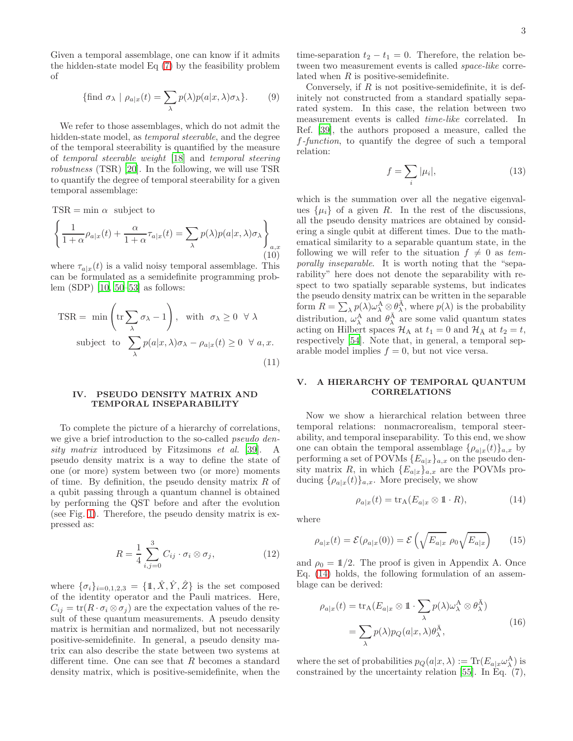Given a temporal assemblage, one can know if it admits the hidden-state model Eq (7) by the feasibility problem of

$$\{\text{find } \sigma_\lambda \mid \rho_{a|x}(t) = \sum_\lambda p(\lambda)p(a|x,\lambda)\sigma_\lambda\}. \tag{9}$$

We refer to those assemblages, which do not admit the hidden-state model, as *temporal steerable*, and the degree of the temporal steerability is quantified by the measure of *temporal steerable weight* [18] and *temporal steering robustness* (TSR) [20]. In the following, we will use TSR to quantify the degree of temporal steerability for a given temporal assemblage:

$$\text{TSR} = \min \alpha \ \text{ subject to}$$
$$\left\{\frac{1}{1+\alpha}\rho_{a|x}(t) + \frac{\alpha}{1+\alpha}\tau_{a|x}(t) = \sum_\lambda p(\lambda)p(a|x,\lambda)\sigma_\lambda\right\}_{a,x} \tag{10}$$

where $\tau_{a|x}(t)$ is a valid noisy temporal assemblage. This can be formulated as a semidefinite programming problem (SDP) [10, 50–53] as follows:

$$\begin{aligned}\text{TSR} = \ &\min\left(\text{tr}\sum_\lambda \sigma_\lambda - 1\right), \ \text{ with } \ \sigma_\lambda \geq 0 \ \ \forall\ \lambda\\ &\text{subject to } \ \sum_\lambda p(a|x,\lambda)\sigma_\lambda - \rho_{a|x}(t) \geq 0 \ \ \forall\ a, x.\end{aligned} \tag{11}$$

## IV. PSEUDO DENSITY MATRIX AND TEMPORAL INSEPARABILITY

To complete the picture of a hierarchy of correlations, we give a brief introduction to the so-called *pseudo density matrix* introduced by Fitzsimons *et al.* [39]. A pseudo density matrix is a way to define the state of one (or more) system between two (or more) moments of time. By definition, the pseudo density matrix $R$ of a qubit passing through a quantum channel is obtained by performing the QST before and after the evolution (see Fig. 1). Therefore, the pseudo density matrix is expressed as:

$$R = \frac{1}{4}\sum_{i,j=0}^{3} C_{ij}\cdot\sigma_i\otimes\sigma_j, \tag{12}$$

where $\{\sigma_i\}_{i=0,1,2,3} = \{\mathbb{1}, \hat{X}, \hat{Y}, \hat{Z}\}$ is the set composed of the identity operator and the Pauli matrices. Here, $C_{ij} = \text{tr}(R\cdot\sigma_i\otimes\sigma_j)$ are the expectation values of the result of these quantum measurements. A pseudo density matrix is hermitian and normalized, but not necessarily positive-semidefinite. In general, a pseudo density matrix can also describe the state between two systems at different time. One can see that $R$ becomes a standard density matrix, which is positive-semidefinite, when the time-separation $t_2 - t_1 = 0$. Therefore, the relation between two measurement events is called *space-like* correlated when $R$ is positive-semidefinite.

Conversely, if $R$ is not positive-semidefinite, it is definitely not constructed from a standard spatially separated system. In this case, the relation between two measurement events is called *time-like* correlated. In Ref. [39], the authors proposed a measure, called the *f-function*, to quantify the degree of such a temporal relation:

$$f = \sum_i |\mu_i|, \tag{13}$$

which is the summation over all the negative eigenvalues $\{\mu_i\}$ of a given $R$. In the rest of the discussions, all the pseudo density matrices are obtained by considering a single qubit at different times. Due to the mathematical similarity to a separable quantum state, in the following we will refer to the situation $f \neq 0$ as *temporally inseparable*. It is worth noting that the "separability" here does not denote the separability with respect to two spatially separable systems, but indicates the pseudo density matrix can be written in the separable form $R = \sum_\lambda p(\lambda)\omega_\lambda^{\text{A}}\otimes\theta_\lambda^{\bar{\text{A}}}$, where $p(\lambda)$ is the probability distribution, $\omega_\lambda^{\text{A}}$ and $\theta_\lambda^{\bar{\text{A}}}$ are some valid quantum states acting on Hilbert spaces $\mathcal{H}_{\text{A}}$ at $t_1 = 0$ and $\mathcal{H}_{\bar{\text{A}}}$ at $t_2 = t$, respectively [54]. Note that, in general, a temporal separable model implies $f = 0$, but not vice versa.

## V. A HIERARCHY OF TEMPORAL QUANTUM CORRELATIONS

Now we show a hierarchical relation between three temporal relations: nonmacrorealism, temporal steerability, and temporal inseparability. To this end, we show one can obtain the temporal assemblage $\{\rho_{a|x}(t)\}_{a,x}$ by performing a set of POVMs $\{E_{a|x}\}_{a,x}$ on the pseudo density matrix $R$, in which $\{E_{a|x}\}_{a,x}$ are the POVMs producing $\{\rho_{a|x}(t)\}_{a,x}$. More precisely, we show

$$\rho_{a|x}(t) = \text{tr}_{\text{A}}(E_{a|x}\otimes\mathbb{1}\cdot R), \tag{14}$$

where

$$\rho_{a|x}(t) = \mathcal{E}(\rho_{a|x}(0)) = \mathcal{E}\left(\sqrt{E_{a|x}}\ \rho_0\sqrt{E_{a|x}}\right) \tag{15}$$

and $\rho_0 = \mathbb{1}/2$. The proof is given in Appendix A. Once Eq. (14) holds, the following formulation of an assemblage can be derived:

$$\begin{aligned}\rho_{a|x}(t) &= \text{tr}_{\text{A}}(E_{a|x}\otimes\mathbb{1}\cdot\sum_\lambda p(\lambda)\omega_\lambda^{\text{A}}\otimes\theta_\lambda^{\bar{\text{A}}})\\ &= \sum_\lambda p(\lambda)p_Q(a|x,\lambda)\theta_\lambda^{\bar{\text{A}}},\end{aligned} \tag{16}$$

where the set of probabilities $p_Q(a|x,\lambda) := \text{Tr}(E_{a|x}\omega_\lambda^{\text{A}})$ is constrained by the uncertainty relation [55]. In Eq. (7),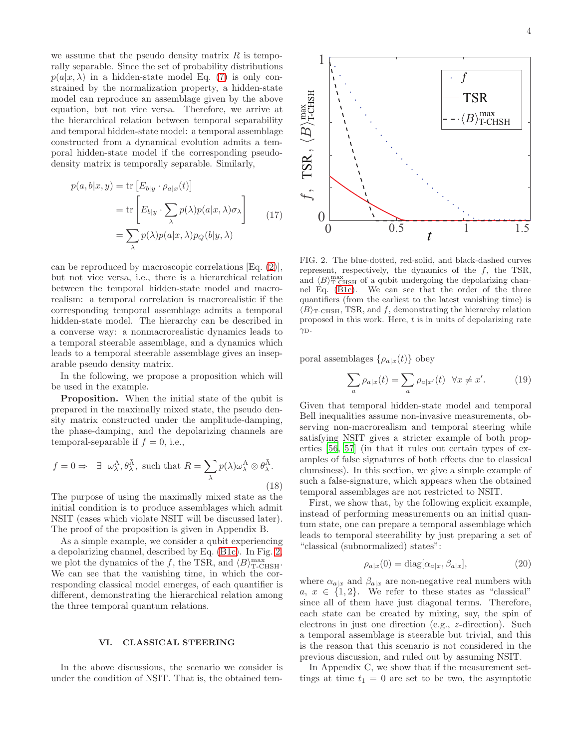we assume that the pseudo density matrix $R$ is temporally separable. Since the set of probability distributions $p(a|x,\lambda)$ in a hidden-state model Eq. (7) is only constrained by the normalization property, a hidden-state model can reproduce an assemblage given by the above equation, but not vice versa. Therefore, we arrive at the hierarchical relation between temporal separability and temporal hidden-state model: a temporal assemblage constructed from a dynamical evolution admits a temporal hidden-state model if the corresponding pseudo-density matrix is temporally separable. Similarly,

$$
\begin{aligned}
p(a,b|x,y) &= \mathrm{tr}\left[E_{b|y}\cdot\rho_{a|x}(t)\right] \\
&= \mathrm{tr}\left[E_{b|y}\cdot\sum_{\lambda}p(\lambda)p(a|x,\lambda)\sigma_{\lambda}\right] \\
&= \sum_{\lambda}p(\lambda)p(a|x,\lambda)p_{Q}(b|y,\lambda)
\end{aligned}
\tag{17}
$$

can be reproduced by macroscopic correlations [Eq. (2)], but not vice versa, i.e., there is a hierarchical relation between the temporal hidden-state model and macrorealism: a temporal correlation is macrorealistic if the corresponding temporal assemblage admits a temporal hidden-state model. The hierarchy can be described in a converse way: a nonmacrorealistic dynamics leads to a temporal steerable assemblage, and a dynamics which leads to a temporal steerable assemblage gives an inseparable pseudo density matrix.

In the following, we propose a proposition which will be used in the example.

**Proposition.** When the initial state of the qubit is prepared in the maximally mixed state, the pseudo density matrix constructed under the amplitude-damping, the phase-damping, and the depolarizing channels are temporal-separable if $f=0$, i.e.,

$$
f=0 \Rightarrow \ \exists \ \omega_{\lambda}^{\mathrm{A}},\theta_{\lambda}^{\bar{\mathrm{A}}}, \text{ such that } R=\sum_{\lambda}p(\lambda)\omega_{\lambda}^{\mathrm{A}}\otimes\theta_{\lambda}^{\bar{\mathrm{A}}}.
\tag{18}
$$

The purpose of using the maximally mixed state as the initial condition is to produce assemblages which admit NSIT (cases which violate NSIT will be discussed later). The proof of the proposition is given in Appendix B.

As a simple example, we consider a qubit experiencing a depolarizing channel, described by Eq. (B1c). In Fig. 2, we plot the dynamics of the $f$, the TSR, and $\langle B\rangle_{\text{T-CHSH}}^{\max}$. We can see that the vanishing time, in which the corresponding classical model emerges, of each quantifier is different, demonstrating the hierarchical relation among the three temporal quantum relations.

FIG. 2. The blue-dotted, red-solid, and black-dashed curves represent, respectively, the dynamics of the $f$, the TSR, and $\langle B\rangle_{\text{T-CHSH}}^{\max}$ of a qubit undergoing the depolarizing channel Eq. (B1c). We can see that the order of the three quantifiers (from the earliest to the latest vanishing time) is $\langle B\rangle_{\text{T-CHSH}}$, TSR, and $f$, demonstrating the hierarchy relation proposed in this work. Here, $t$ is in units of depolarizing rate $\gamma_{\mathrm{D}}$.

## VI. CLASSICAL STEERING

In the above discussions, the scenario we consider is under the condition of NSIT. That is, the obtained temporal assemblages $\{\rho_{a|x}(t)\}$ obey

$$
\sum_{a}\rho_{a|x}(t)=\sum_{a}\rho_{a|x'}(t) \ \ \forall x\neq x'.
\tag{19}
$$

Given that temporal hidden-state model and temporal Bell inequalities assume non-invasive measurements, observing non-macrorealism and temporal steering while satisfying NSIT gives a stricter example of both properties [56, 57] (in that it rules out certain types of examples of false signatures of both effects due to classical clumsiness). In this section, we give a simple example of such a false-signature, which appears when the obtained temporal assemblages are not restricted to NSIT.

First, we show that, by the following explicit example, instead of performing measurements on an initial quantum state, one can prepare a temporal assemblage which leads to temporal steerability by just preparing a set of "classical (subnormalized) states":

$$
\rho_{a|x}(0)=\mathrm{diag}[\alpha_{a|x},\beta_{a|x}],
\tag{20}
$$

where $\alpha_{a|x}$ and $\beta_{a|x}$ are non-negative real numbers with $a,\ x\in\{1,2\}$. We refer to these states as "classical" since all of them have just diagonal terms. Therefore, each state can be created by mixing, say, the spin of electrons in just one direction (e.g., $z$-direction). Such a temporal assemblage is steerable but trivial, and this is the reason that this scenario is not considered in the previous discussion, and ruled out by assuming NSIT.

In Appendix C, we show that if the measurement settings at time $t_1=0$ are set to be two, the asymptotic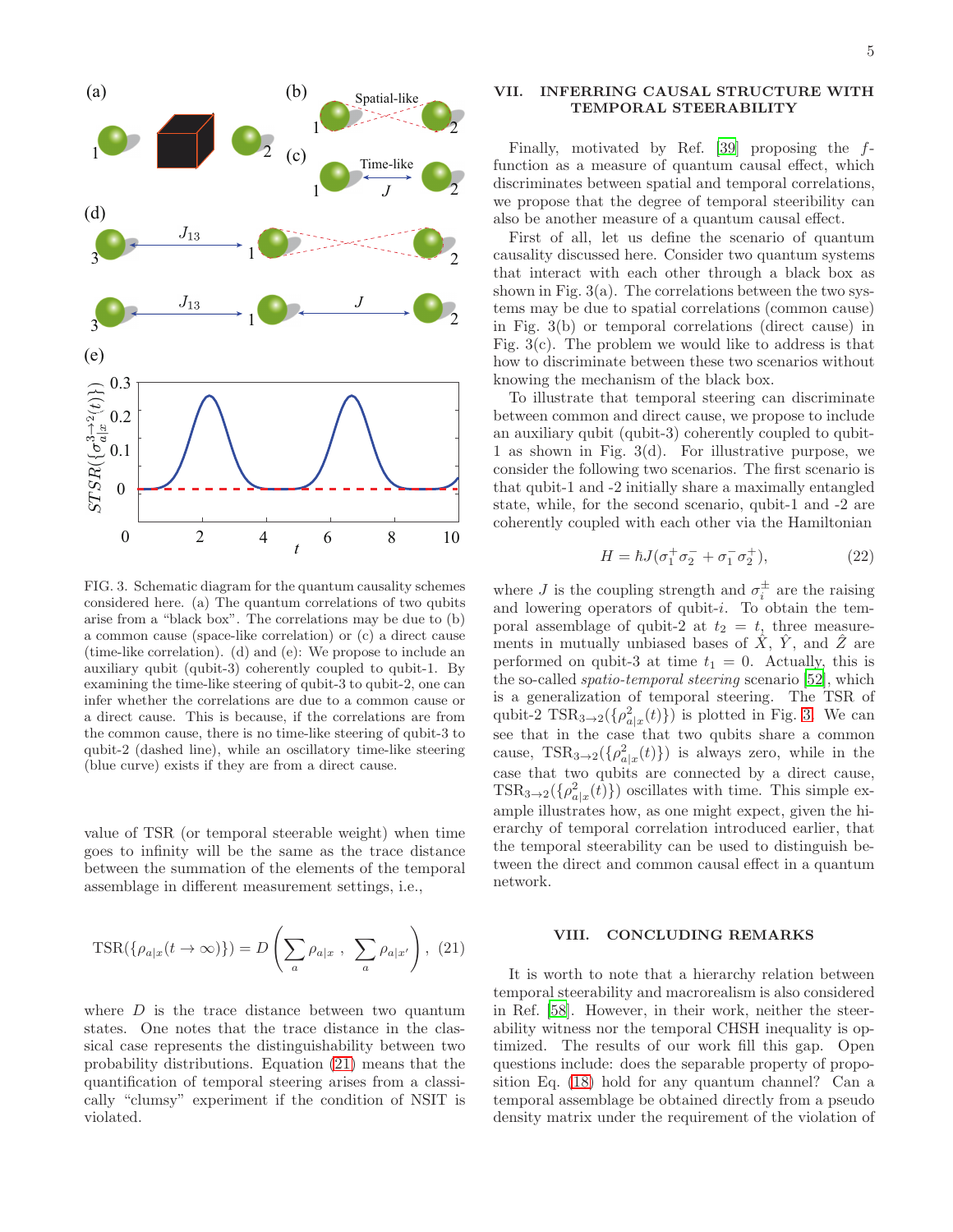value of TSR (or temporal steerable weight) when time goes to infinity will be the same as the trace distance between the summation of the elements of the temporal assemblage in different measurement settings, i.e.,

$$\mathrm{TSR}(\{\rho_{a|x}(t\to\infty)\}) = D\left(\sum_a \rho_{a|x}\ ,\ \sum_a \rho_{a|x'}\right), \quad (21)$$

where $D$ is the trace distance between two quantum states. One notes that the trace distance in the classical case represents the distinguishability between two probability distributions. Equation (21) means that the quantification of temporal steering arises from a classically "clumsy" experiment if the condition of NSIT is violated.

FIG. 3. Schematic diagram for the quantum causality schemes considered here. (a) The quantum correlations of two qubits arise from a "black box". The correlations may be due to (b) a common cause (space-like correlation) or (c) a direct cause (time-like correlation). (d) and (e): We propose to include an auxiliary qubit (qubit-3) coherently coupled to qubit-1. By examining the time-like steering of qubit-3 to qubit-2, one can infer whether the correlations are due to a common cause or a direct cause. This is because, if the correlations are from the common cause, there is no time-like steering of qubit-3 to qubit-2 (dashed line), while an oscillatory time-like steering (blue curve) exists if they are from a direct cause.

## VII. INFERRING CAUSAL STRUCTURE WITH TEMPORAL STEERABILITY

Finally, motivated by Ref. [39] proposing the $f$-function as a measure of quantum causal effect, which discriminates between spatial and temporal correlations, we propose that the degree of temporal steeribility can also be another measure of a quantum causal effect.

First of all, let us define the scenario of quantum causality discussed here. Consider two quantum systems that interact with each other through a black box as shown in Fig. 3(a). The correlations between the two systems may be due to spatial correlations (common cause) in Fig. 3(b) or temporal correlations (direct cause) in Fig. 3(c). The problem we would like to address is that how to discriminate between these two scenarios without knowing the mechanism of the black box.

To illustrate that temporal steering can discriminate between common and direct cause, we propose to include an auxiliary qubit (qubit-3) coherently coupled to qubit-1 as shown in Fig. 3(d). For illustrative purpose, we consider the following two scenarios. The first scenario is that qubit-1 and -2 initially share a maximally entangled state, while, for the second scenario, qubit-1 and -2 are coherently coupled with each other via the Hamiltonian

$$H = \hbar J(\sigma_1^+\sigma_2^- + \sigma_1^-\sigma_2^+), \quad (22)$$

where $J$ is the coupling strength and $\sigma_i^{\pm}$ are the raising and lowering operators of qubit-$i$. To obtain the temporal assemblage of qubit-2 at $t_2 = t$, three measurements in mutually unbiased bases of $\hat{X}$, $\hat{Y}$, and $\hat{Z}$ are performed on qubit-3 at time $t_1 = 0$. Actually, this is the so-called *spatio-temporal steering* scenario [52], which is a generalization of temporal steering. The TSR of qubit-2 $\mathrm{TSR}_{3\to 2}(\{\rho^2_{a|x}(t)\})$ is plotted in Fig. 3. We can see that in the case that two qubits share a common cause, $\mathrm{TSR}_{3\to 2}(\{\rho^2_{a|x}(t)\})$ is always zero, while in the case that two qubits are connected by a direct cause, $\mathrm{TSR}_{3\to 2}(\{\rho^2_{a|x}(t)\})$ oscillates with time. This simple example illustrates how, as one might expect, given the hierarchy of temporal correlation introduced earlier, that the temporal steerability can be used to distinguish between the direct and common causal effect in a quantum network.

## VIII. CONCLUDING REMARKS

It is worth to note that a hierarchy relation between temporal steerability and macrorealism is also considered in Ref. [58]. However, in their work, neither the steerability witness nor the temporal CHSH inequality is optimized. The results of our work fill this gap. Open questions include: does the separable property of proposition Eq. (18) hold for any quantum channel? Can a temporal assemblage be obtained directly from a pseudo density matrix under the requirement of the violation of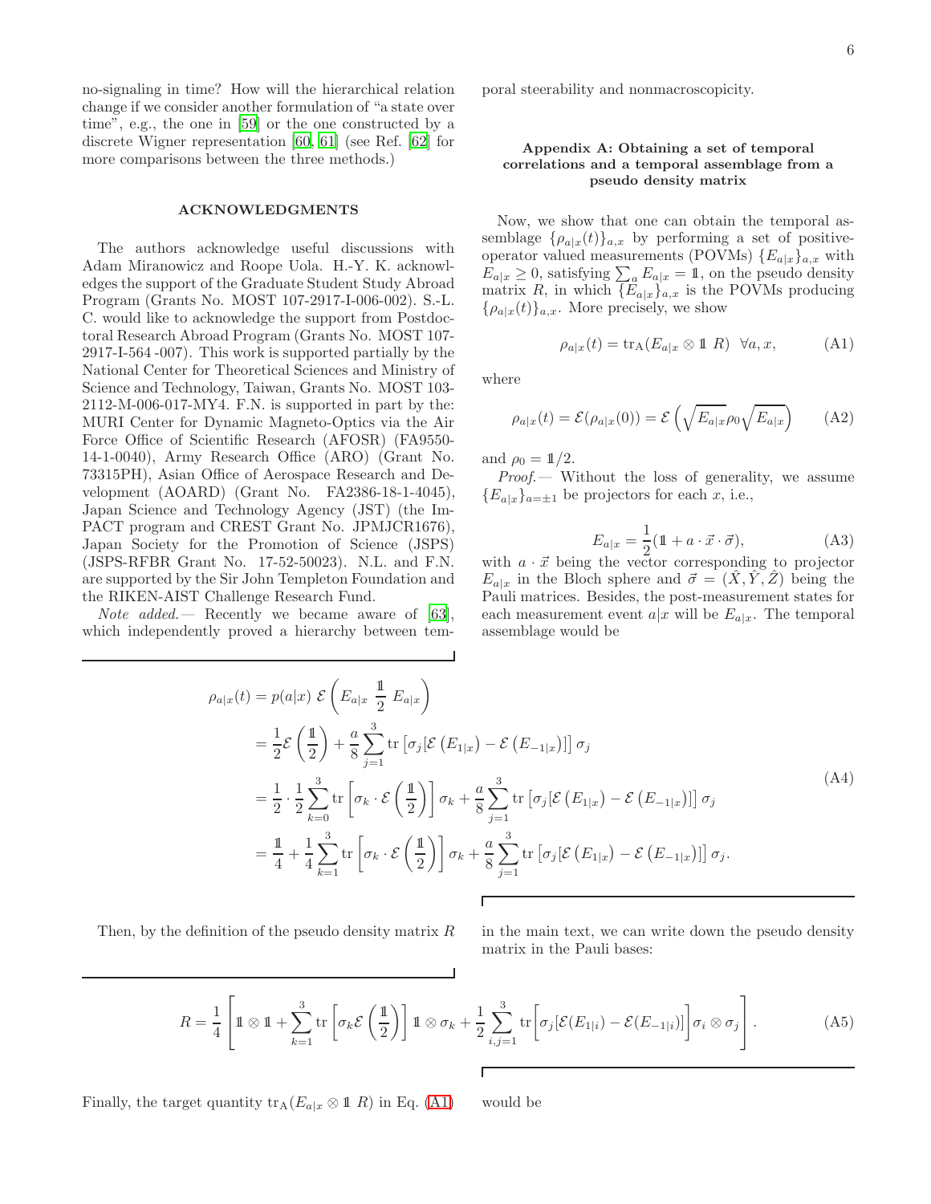no-signaling in time? How will the hierarchical relation change if we consider another formulation of "a state over time", e.g., the one in [59] or the one constructed by a discrete Wigner representation [60, 61] (see Ref. [62] for more comparisons between the three methods.)

## ACKNOWLEDGMENTS

The authors acknowledge useful discussions with Adam Miranowicz and Roope Uola. H.-Y. K. acknowledges the support of the Graduate Student Study Abroad Program (Grants No. MOST 107-2917-I-006-002). S.-L. C. would like to acknowledge the support from Postdoctoral Research Abroad Program (Grants No. MOST 107-2917-I-564 -007). This work is supported partially by the National Center for Theoretical Sciences and Ministry of Science and Technology, Taiwan, Grants No. MOST 103-2112-M-006-017-MY4. F.N. is supported in part by the: MURI Center for Dynamic Magneto-Optics via the Air Force Office of Scientific Research (AFOSR) (FA9550-14-1-0040), Army Research Office (ARO) (Grant No. 73315PH), Asian Office of Aerospace Research and Development (AOARD) (Grant No. FA2386-18-1-4045), Japan Science and Technology Agency (JST) (the ImPACT program and CREST Grant No. JPMJCR1676), Japan Society for the Promotion of Science (JSPS) (JSPS-RFBR Grant No. 17-52-50023). N.L. and F.N. are supported by the Sir John Templeton Foundation and the RIKEN-AIST Challenge Research Fund.

*Note added.*— Recently we became aware of [63], which independently proved a hierarchy between temporal steerability and nonmacroscopicity.

### Appendix A: Obtaining a set of temporal correlations and a temporal assemblage from a pseudo density matrix

Now, we show that one can obtain the temporal assemblage $\{\rho_{a|x}(t)\}_{a,x}$ by performing a set of positive-operator valued measurements (POVMs) $\{E_{a|x}\}_{a,x}$ with $E_{a|x} \geq 0$, satisfying $\sum_a E_{a|x} = \mathbb{1}$, on the pseudo density matrix $R$, in which $\{E_{a|x}\}_{a,x}$ is the POVMs producing $\{\rho_{a|x}(t)\}_{a,x}$. More precisely, we show

$$\rho_{a|x}(t) = \mathrm{tr}_{\mathrm{A}}(E_{a|x} \otimes \mathbb{1}\ R) \ \ \forall a, x, \tag{A1}$$

where

$$\rho_{a|x}(t) = \mathcal{E}(\rho_{a|x}(0)) = \mathcal{E}\left(\sqrt{E_{a|x}}\rho_0\sqrt{E_{a|x}}\right) \tag{A2}$$

and $\rho_0 = \mathbb{1}/2$.

*Proof.*— Without the loss of generality, we assume $\{E_{a|x}\}_{a=\pm1}$ be projectors for each $x$, i.e.,

$$E_{a|x} = \frac{1}{2}(\mathbb{1} + a \cdot \vec{x} \cdot \vec{\sigma}), \tag{A3}$$

with $a \cdot \vec{x}$ being the vector corresponding to projector $E_{a|x}$ in the Bloch sphere and $\vec{\sigma} = (\hat{X}, \hat{Y}, \hat{Z})$ being the Pauli matrices. Besides, the post-measurement states for each measurement event $a|x$ will be $E_{a|x}$. The temporal assemblage would be

$$\begin{aligned}
\rho_{a|x}(t) &= p(a|x)\ \mathcal{E}\left(E_{a|x}\ \frac{\mathbb{1}}{2}\ E_{a|x}\right) \\
&= \frac{1}{2}\mathcal{E}\left(\frac{\mathbb{1}}{2}\right) + \frac{a}{8}\sum_{j=1}^{3}\mathrm{tr}\left[\sigma_j[\mathcal{E}\left(E_{1|x}\right) - \mathcal{E}\left(E_{-1|x}\right)]\right]\sigma_j \\
&= \frac{1}{2}\cdot\frac{1}{2}\sum_{k=0}^{3}\mathrm{tr}\left[\sigma_k\cdot\mathcal{E}\left(\frac{\mathbb{1}}{2}\right)\right]\sigma_k + \frac{a}{8}\sum_{j=1}^{3}\mathrm{tr}\left[\sigma_j[\mathcal{E}\left(E_{1|x}\right) - \mathcal{E}\left(E_{-1|x}\right)]\right]\sigma_j \\
&= \frac{\mathbb{1}}{4} + \frac{1}{4}\sum_{k=1}^{3}\mathrm{tr}\left[\sigma_k\cdot\mathcal{E}\left(\frac{\mathbb{1}}{2}\right)\right]\sigma_k + \frac{a}{8}\sum_{j=1}^{3}\mathrm{tr}\left[\sigma_j[\mathcal{E}\left(E_{1|x}\right) - \mathcal{E}\left(E_{-1|x}\right)]\right]\sigma_j.
\end{aligned} \tag{A4}$$

Then, by the definition of the pseudo density matrix $R$ in the main text, we can write down the pseudo density matrix in the Pauli bases:

$$R = \frac{1}{4}\left[\mathbb{1}\otimes\mathbb{1} + \sum_{k=1}^{3}\mathrm{tr}\left[\sigma_k\mathcal{E}\left(\frac{\mathbb{1}}{2}\right)\right]\mathbb{1}\otimes\sigma_k + \frac{1}{2}\sum_{i,j=1}^{3}\mathrm{tr}\left[\sigma_j[\mathcal{E}(E_{1|i}) - \mathcal{E}(E_{-1|i})]\right]\sigma_i\otimes\sigma_j\right]. \tag{A5}$$

Finally, the target quantity $\mathrm{tr}_{\mathrm{A}}(E_{a|x} \otimes \mathbb{1}\ R)$ in Eq. (A1) would be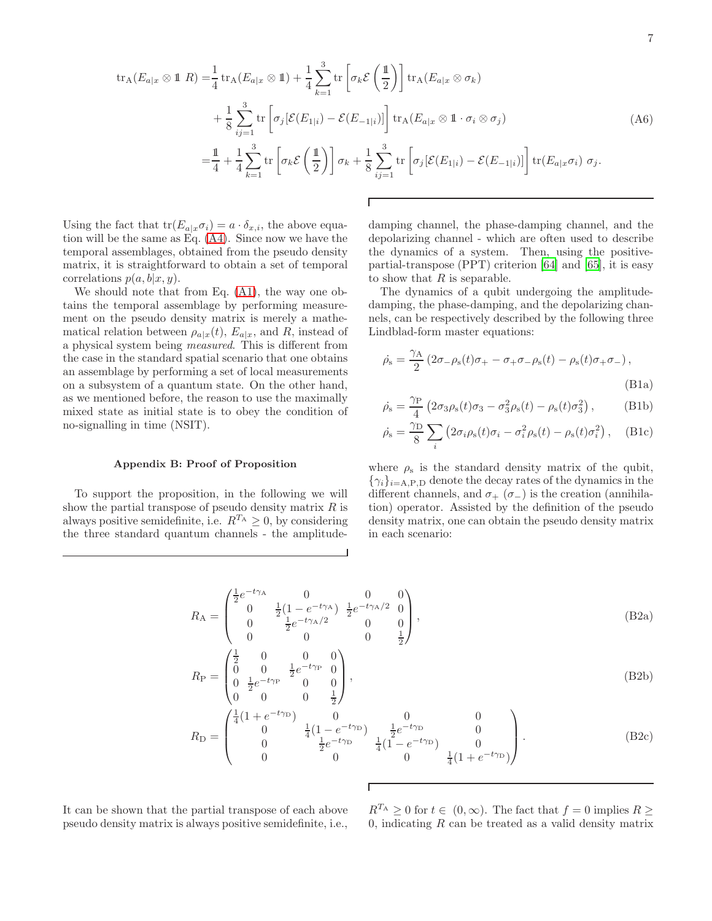$$
\begin{aligned}
\operatorname{tr}_{\mathrm{A}}(E_{a|x} \otimes \mathbb{1}\ R) =& \frac{1}{4}\operatorname{tr}_{\mathrm{A}}(E_{a|x} \otimes \mathbb{1}) + \frac{1}{4}\sum_{k=1}^{3} \operatorname{tr}\left[\sigma_k \mathcal{E}\left(\frac{\mathbb{1}}{2}\right)\right] \operatorname{tr}_{\mathrm{A}}(E_{a|x} \otimes \sigma_k) \\
&+ \frac{1}{8}\sum_{ij=1}^{3} \operatorname{tr}\left[\sigma_j[\mathcal{E}(E_{1|i}) - \mathcal{E}(E_{-1|i})]\right] \operatorname{tr}_{\mathrm{A}}(E_{a|x} \otimes \mathbb{1} \cdot \sigma_i \otimes \sigma_j) \\
=& \frac{\mathbb{1}}{4} + \frac{1}{4}\sum_{k=1}^{3} \operatorname{tr}\left[\sigma_k \mathcal{E}\left(\frac{\mathbb{1}}{2}\right)\right] \sigma_k + \frac{1}{8}\sum_{ij=1}^{3} \operatorname{tr}\left[\sigma_j[\mathcal{E}(E_{1|i}) - \mathcal{E}(E_{-1|i})]\right] \operatorname{tr}(E_{a|x}\sigma_i)\ \sigma_j.
\end{aligned} \tag{A6}
$$

Using the fact that $\operatorname{tr}(E_{a|x}\sigma_i) = a \cdot \delta_{x,i}$, the above equation will be the same as Eq. (A4). Since now we have the temporal assemblages, obtained from the pseudo density matrix, it is straightforward to obtain a set of temporal correlations $p(a, b|x, y)$.

We should note that from Eq. (A1), the way one obtains the temporal assemblage by performing measurement on the pseudo density matrix is merely a mathematical relation between $\rho_{a|x}(t)$, $E_{a|x}$, and $R$, instead of a physical system being *measured*. This is different from the case in the standard spatial scenario that one obtains an assemblage by performing a set of local measurements on a subsystem of a quantum state. On the other hand, as we mentioned before, the reason to use the maximally mixed state as initial state is to obey the condition of no-signalling in time (NSIT).

### Appendix B: Proof of Proposition

To support the proposition, in the following we will show the partial transpose of pseudo density matrix $R$ is always positive semidefinite, i.e. $R^{T_{\mathrm{A}}} \geq 0$, by considering the three standard quantum channels - the amplitude-damping channel, the phase-damping channel, and the depolarizing channel - which are often used to describe the dynamics of a system. Then, using the positive-partial-transpose (PPT) criterion [64] and [65], it is easy to show that $R$ is separable.

The dynamics of a qubit undergoing the amplitude-damping, the phase-damping, and the depolarizing channels, can be respectively described by the following three Lindblad-form master equations:

$$
\dot{\rho_{\mathrm{s}}} = \frac{\gamma_{\mathrm{A}}}{2}\left(2\sigma_- \rho_{\mathrm{s}}(t)\sigma_+ - \sigma_+\sigma_-\rho_{\mathrm{s}}(t) - \rho_{\mathrm{s}}(t)\sigma_+\sigma_-\right), \tag{B1a}
$$

$$
\dot{\rho_{\mathrm{s}}} = \frac{\gamma_{\mathrm{P}}}{4}\left(2\sigma_3\rho_{\mathrm{s}}(t)\sigma_3 - \sigma_3^2\rho_{\mathrm{s}}(t) - \rho_{\mathrm{s}}(t)\sigma_3^2\right), \tag{B1b}
$$

$$
\dot{\rho_{\mathrm{s}}} = \frac{\gamma_{\mathrm{D}}}{8}\sum_i\left(2\sigma_i\rho_{\mathrm{s}}(t)\sigma_i - \sigma_i^2\rho_{\mathrm{s}}(t) - \rho_{\mathrm{s}}(t)\sigma_i^2\right), \tag{B1c}
$$

where $\rho_{\mathrm{s}}$ is the standard density matrix of the qubit, $\{\gamma_i\}_{i=\mathrm{A,P,D}}$ denote the decay rates of the dynamics in the different channels, and $\sigma_+$ ($\sigma_-$) is the creation (annihilation) operator. Assisted by the definition of the pseudo density matrix, one can obtain the pseudo density matrix in each scenario:

$$
R_{\mathrm{A}} = \begin{pmatrix} \frac{1}{2}e^{-t\gamma_{\mathrm{A}}} & 0 & 0 & 0 \\ 0 & \frac{1}{2}(1-e^{-t\gamma_{\mathrm{A}}}) & \frac{1}{2}e^{-t\gamma_{\mathrm{A}}/2} & 0 \\ 0 & \frac{1}{2}e^{-t\gamma_{\mathrm{A}}/2} & 0 & 0 \\ 0 & 0 & 0 & \frac{1}{2} \end{pmatrix}, \tag{B2a}
$$

$$
R_{\mathrm{P}} = \begin{pmatrix} \frac{1}{2} & 0 & 0 & 0 \\ 0 & 0 & \frac{1}{2}e^{-t\gamma_{\mathrm{P}}} & 0 \\ 0 & \frac{1}{2}e^{-t\gamma_{\mathrm{P}}} & 0 & 0 \\ 0 & 0 & 0 & \frac{1}{2} \end{pmatrix}, \tag{B2b}
$$

$$
R_{\mathrm{D}} = \begin{pmatrix} \frac{1}{4}(1+e^{-t\gamma_{\mathrm{D}}}) & 0 & 0 & 0 \\ 0 & \frac{1}{4}(1-e^{-t\gamma_{\mathrm{D}}}) & \frac{1}{2}e^{-t\gamma_{\mathrm{D}}} & 0 \\ 0 & \frac{1}{2}e^{-t\gamma_{\mathrm{D}}} & \frac{1}{4}(1-e^{-t\gamma_{\mathrm{D}}}) & 0 \\ 0 & 0 & 0 & \frac{1}{4}(1+e^{-t\gamma_{\mathrm{D}}}) \end{pmatrix}. \tag{B2c}
$$

It can be shown that the partial transpose of each above pseudo density matrix is always positive semidefinite, i.e., $R^{T_{\mathrm{A}}} \geq 0$ for $t \in (0, \infty)$. The fact that $f = 0$ implies $R \geq 0$, indicating $R$ can be treated as a valid density matrix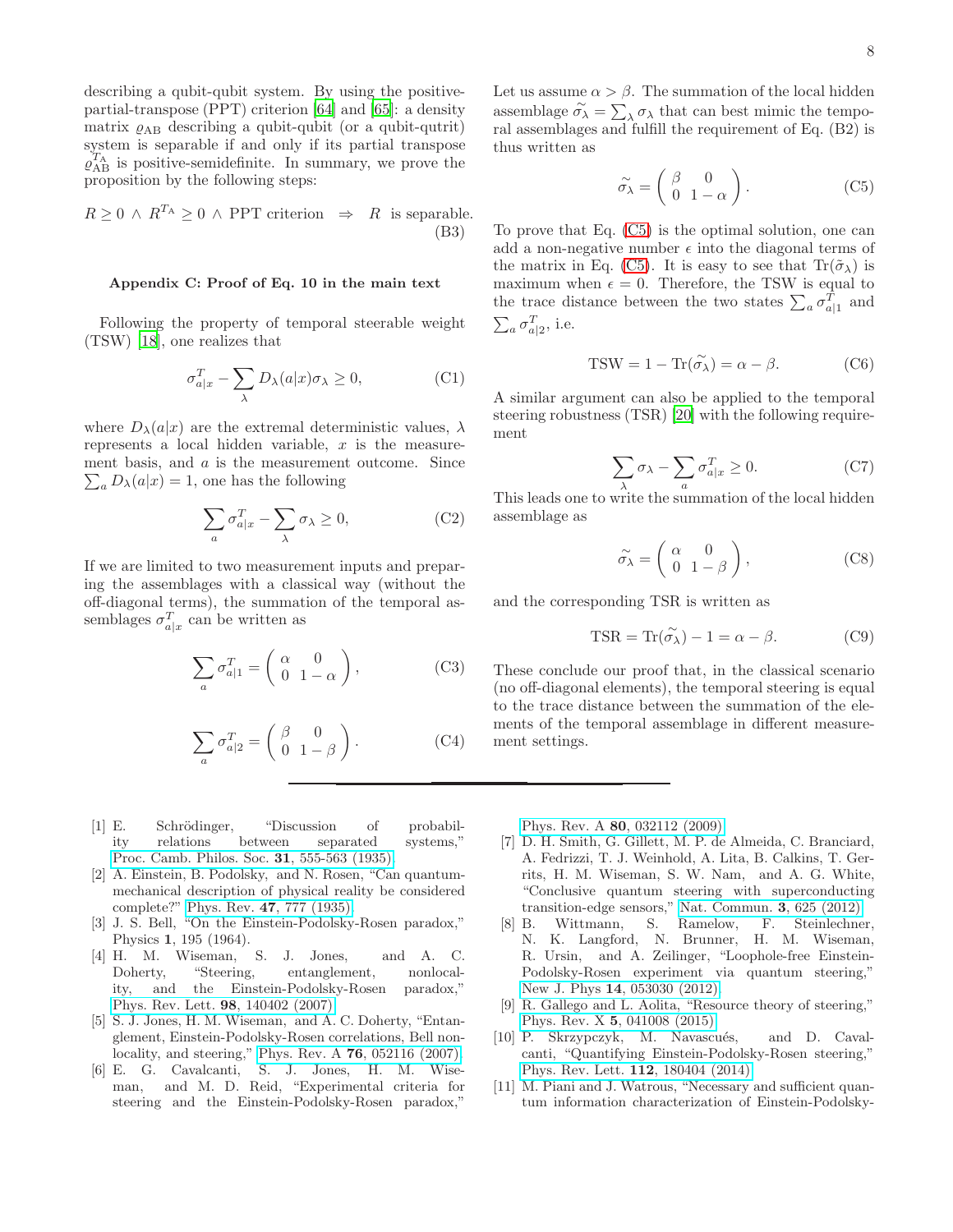describing a qubit-qubit system. By using the positive-partial-transpose (PPT) criterion [64] and [65]: a density matrix $\varrho_{\mathrm{AB}}$ describing a qubit-qubit (or a qubit-qutrit) system is separable if and only if its partial transpose $\varrho_{\mathrm{AB}}^{T_{\mathrm{A}}}$ is positive-semidefinite. In summary, we prove the proposition by the following steps:

$$R \geq 0 \ \wedge \ R^{T_{\mathrm{A}}} \geq 0 \ \wedge \ \text{PPT criterion} \ \Rightarrow \ R \ \text{is separable.} \tag{B3}$$

### Appendix C: Proof of Eq. 10 in the main text

Following the property of temporal steerable weight (TSW) [18], one realizes that

$$\sigma_{a|x}^{T} - \sum_{\lambda} D_{\lambda}(a|x)\sigma_{\lambda} \geq 0, \tag{C1}$$

where $D_{\lambda}(a|x)$ are the extremal deterministic values, $\lambda$ represents a local hidden variable, $x$ is the measurement basis, and $a$ is the measurement outcome. Since $\sum_a D_{\lambda}(a|x) = 1$, one has the following

$$\sum_{a} \sigma_{a|x}^{T} - \sum_{\lambda} \sigma_{\lambda} \geq 0, \tag{C2}$$

If we are limited to two measurement inputs and preparing the assemblages with a classical way (without the off-diagonal terms), the summation of the temporal assemblages $\sigma_{a|x}^{T}$ can be written as

$$\sum_{a} \sigma_{a|1}^{T} = \begin{pmatrix} \alpha & 0 \\ 0 & 1-\alpha \end{pmatrix}, \tag{C3}$$

$$\sum_{a} \sigma_{a|2}^{T} = \begin{pmatrix} \beta & 0 \\ 0 & 1-\beta \end{pmatrix}. \tag{C4}$$

Let us assume $\alpha > \beta$. The summation of the local hidden assemblage $\widetilde{\sigma_{\lambda}} = \sum_{\lambda} \sigma_{\lambda}$ that can best mimic the temporal assemblages and fulfill the requirement of Eq. (B2) is thus written as

$$\widetilde{\sigma_{\lambda}} = \begin{pmatrix} \beta & 0 \\ 0 & 1-\alpha \end{pmatrix}. \tag{C5}$$

To prove that Eq. (C5) is the optimal solution, one can add a non-negative number $\epsilon$ into the diagonal terms of the matrix in Eq. (C5). It is easy to see that $\mathrm{Tr}(\tilde{\sigma}_{\lambda})$ is maximum when $\epsilon = 0$. Therefore, the TSW is equal to the trace distance between the two states $\sum_a \sigma_{a|1}^{T}$ and $\sum_a \sigma_{a|2}^{T}$, i.e.

$$\mathrm{TSW} = 1 - \mathrm{Tr}(\widetilde{\sigma_{\lambda}}) = \alpha - \beta. \tag{C6}$$

A similar argument can also be applied to the temporal steering robustness (TSR) [20] with the following requirement

$$\sum_{\lambda} \sigma_{\lambda} - \sum_{a} \sigma_{a|x}^{T} \geq 0. \tag{C7}$$

This leads one to write the summation of the local hidden assemblage as

$$\widetilde{\sigma_{\lambda}} = \begin{pmatrix} \alpha & 0 \\ 0 & 1-\beta \end{pmatrix}, \tag{C8}$$

and the corresponding TSR is written as

$$\mathrm{TSR} = \mathrm{Tr}(\widetilde{\sigma_{\lambda}}) - 1 = \alpha - \beta. \tag{C9}$$

These conclude our proof that, in the classical scenario (no off-diagonal elements), the temporal steering is equal to the trace distance between the summation of the elements of the temporal assemblage in different measurement settings.

---

[1] E. Schrödinger, "Discussion of probability relations between separated systems," Proc. Camb. Philos. Soc. **31**, 555-563 (1935).

[2] A. Einstein, B. Podolsky, and N. Rosen, "Can quantum-mechanical description of physical reality be considered complete?" Phys. Rev. **47**, 777 (1935).

[3] J. S. Bell, "On the Einstein-Podolsky-Rosen paradox," Physics **1**, 195 (1964).

[4] H. M. Wiseman, S. J. Jones, and A. C. Doherty, "Steering, entanglement, nonlocality, and the Einstein-Podolsky-Rosen paradox," Phys. Rev. Lett. **98**, 140402 (2007).

[5] S. J. Jones, H. M. Wiseman, and A. C. Doherty, "Entanglement, Einstein-Podolsky-Rosen correlations, Bell nonlocality, and steering," Phys. Rev. A **76**, 052116 (2007).

[6] E. G. Cavalcanti, S. J. Jones, H. M. Wiseman, and M. D. Reid, "Experimental criteria for steering and the Einstein-Podolsky-Rosen paradox," Phys. Rev. A **80**, 032112 (2009).

[7] D. H. Smith, G. Gillett, M. P. de Almeida, C. Branciard, A. Fedrizzi, T. J. Weinhold, A. Lita, B. Calkins, T. Gerrits, H. M. Wiseman, S. W. Nam, and A. G. White, "Conclusive quantum steering with superconducting transition-edge sensors," Nat. Commun. **3**, 625 (2012).

[8] B. Wittmann, S. Ramelow, F. Steinlechner, N. K. Langford, N. Brunner, H. M. Wiseman, R. Ursin, and A. Zeilinger, "Loophole-free Einstein-Podolsky-Rosen experiment via quantum steering," New J. Phys **14**, 053030 (2012).

[9] R. Gallego and L. Aolita, "Resource theory of steering," Phys. Rev. X **5**, 041008 (2015).

[10] P. Skrzypczyk, M. Navascués, and D. Cavalcanti, "Quantifying Einstein-Podolsky-Rosen steering," Phys. Rev. Lett. **112**, 180404 (2014).

[11] M. Piani and J. Watrous, "Necessary and sufficient quantum information characterization of Einstein-Podolsky-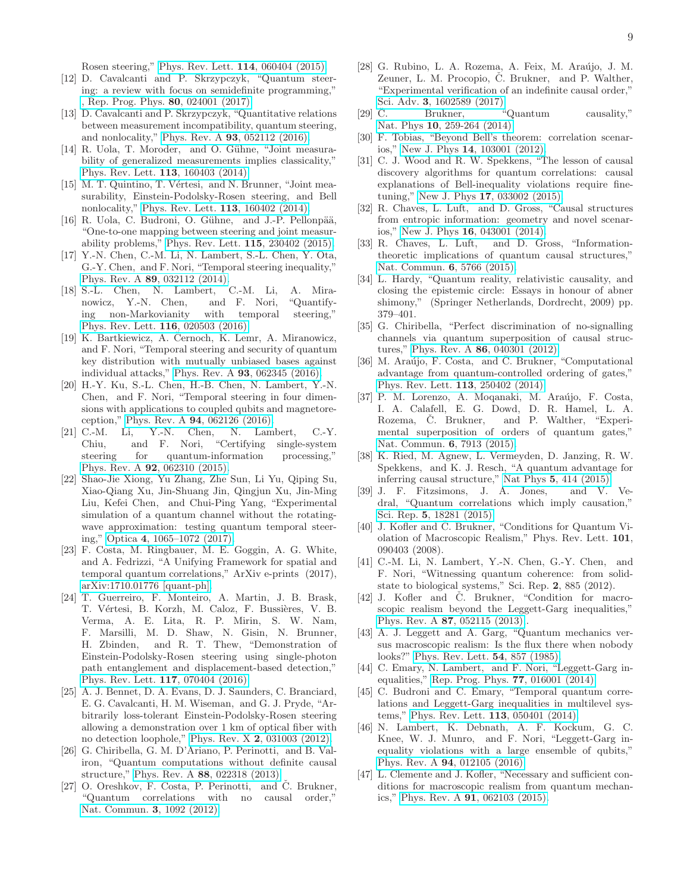Rosen steering," Phys. Rev. Lett. **114**, 060404 (2015).

[12] D. Cavalcanti and P. Skrzypczyk, "Quantum steering: a review with focus on semidefinite programming," , Rep. Prog. Phys. **80**, 024001 (2017).

[13] D. Cavalcanti and P. Skrzypczyk, "Quantitative relations between measurement incompatibility, quantum steering, and nonlocality," Phys. Rev. A **93**, 052112 (2016).

[14] R. Uola, T. Moroder, and O. Gühne, "Joint measurability of generalized measurements implies classicality," Phys. Rev. Lett. **113**, 160403 (2014).

[15] M. T. Quintino, T. Vértesi, and N. Brunner, "Joint measurability, Einstein-Podolsky-Rosen steering, and Bell nonlocality," Phys. Rev. Lett. **113**, 160402 (2014).

[16] R. Uola, C. Budroni, O. Gühne, and J.-P. Pellonpää, "One-to-one mapping between steering and joint measurability problems," Phys. Rev. Lett. **115**, 230402 (2015).

[17] Y.-N. Chen, C.-M. Li, N. Lambert, S.-L. Chen, Y. Ota, G.-Y. Chen, and F. Nori, "Temporal steering inequality," Phys. Rev. A **89**, 032112 (2014).

[18] S.-L. Chen, N. Lambert, C.-M. Li, A. Miranowicz, Y.-N. Chen, and F. Nori, "Quantifying non-Markovianity with temporal steering," Phys. Rev. Lett. **116**, 020503 (2016).

[19] K. Bartkiewicz, A. Cernoch, K. Lemr, A. Miranowicz, and F. Nori, "Temporal steering and security of quantum key distribution with mutually unbiased bases against individual attacks," Phys. Rev. A **93**, 062345 (2016).

[20] H.-Y. Ku, S.-L. Chen, H.-B. Chen, N. Lambert, Y.-N. Chen, and F. Nori, "Temporal steering in four dimensions with applications to coupled qubits and magnetoreception," Phys. Rev. A **94**, 062126 (2016).

[21] C.-M. Li, Y.-N. Chen, N. Lambert, C.-Y. Chiu, and F. Nori, "Certifying single-system steering for quantum-information processing," Phys. Rev. A **92**, 062310 (2015).

[22] Shao-Jie Xiong, Yu Zhang, Zhe Sun, Li Yu, Qiping Su, Xiao-Qiang Xu, Jin-Shuang Jin, Qingjun Xu, Jin-Ming Liu, Kefei Chen, and Chui-Ping Yang, "Experimental simulation of a quantum channel without the rotating-wave approximation: testing quantum temporal steering," Optica **4**, 1065–1072 (2017).

[23] F. Costa, M. Ringbauer, M. E. Goggin, A. G. White, and A. Fedrizzi, "A Unifying Framework for spatial and temporal quantum correlations," ArXiv e-prints (2017), arXiv:1710.01776 [quant-ph].

[24] T. Guerreiro, F. Monteiro, A. Martin, J. B. Brask, T. Vértesi, B. Korzh, M. Caloz, F. Bussières, V. B. Verma, A. E. Lita, R. P. Mirin, S. W. Nam, F. Marsilli, M. D. Shaw, N. Gisin, N. Brunner, H. Zbinden, and R. T. Thew, "Demonstration of Einstein-Podolsky-Rosen steering using single-photon path entanglement and displacement-based detection," Phys. Rev. Lett. **117**, 070404 (2016).

[25] A. J. Bennet, D. A. Evans, D. J. Saunders, C. Branciard, E. G. Cavalcanti, H. M. Wiseman, and G. J. Pryde, "Arbitrarily loss-tolerant Einstein-Podolsky-Rosen steering allowing a demonstration over 1 km of optical fiber with no detection loophole," Phys. Rev. X **2**, 031003 (2012).

[26] G. Chiribella, G. M. D'Ariano, P. Perinotti, and B. Valiron, "Quantum computations without definite causal structure," Phys. Rev. A **88**, 022318 (2013).

[27] O. Oreshkov, F. Costa, P. Perinotti, and Č. Brukner, "Quantum correlations with no causal order," Nat. Commun. **3**, 1092 (2012).

[28] G. Rubino, L. A. Rozema, A. Feix, M. Araújo, J. M. Zeuner, L. M. Procopio, Č. Brukner, and P. Walther, "Experimental verification of an indefinite causal order," Sci. Adv. **3**, 1602589 (2017).

[29] C. Brukner, "Quantum causality," Nat. Phys **10**, 259-264 (2014).

[30] F. Tobias, "Beyond Bell's theorem: correlation scenarios," New J. Phys **14**, 103001 (2012).

[31] C. J. Wood and R. W. Spekkens, "The lesson of causal discovery algorithms for quantum correlations: causal explanations of Bell-inequality violations require fine-tuning," New J. Phys **17**, 033002 (2015).

[32] R. Chaves, L. Luft, and D. Gross, "Causal structures from entropic information: geometry and novel scenarios," New J. Phys **16**, 043001 (2014).

[33] R. Chaves, L. Luft, and D. Gross, "Information-theoretic implications of quantum causal structures," Nat. Commun. **6**, 5766 (2015).

[34] L. Hardy, "Quantum reality, relativistic causality, and closing the epistemic circle: Essays in honour of abner shimony," (Springer Netherlands, Dordrecht, 2009) pp. 379–401.

[35] G. Chiribella, "Perfect discrimination of no-signalling channels via quantum superposition of causal structures," Phys. Rev. A **86**, 040301 (2012).

[36] M. Araújo, F. Costa, and C. Brukner, "Computational advantage from quantum-controlled ordering of gates," Phys. Rev. Lett. **113**, 250402 (2014).

[37] P. M. Lorenzo, A. Moqanaki, M. Araújo, F. Costa, I. A. Calafell, E. G. Dowd, D. R. Hamel, L. A. Rozema, Č. Brukner, and P. Walther, "Experimental superposition of orders of quantum gates," Nat. Commun. **6**, 7913 (2015).

[38] K. Ried, M. Agnew, L. Vermeyden, D. Janzing, R. W. Spekkens, and K. J. Resch, "A quantum advantage for inferring causal structure," Nat Phys **5**, 414 (2015).

[39] J. F. Fitzsimons, J. A. Jones, and V. Vedral, "Quantum correlations which imply causation," Sci. Rep. **5**, 18281 (2015).

[40] J. Kofler and Č. Brukner, "Conditions for Quantum Violation of Macroscopic Realism," Phys. Rev. Lett. **101**, 090403 (2008).

[41] C.-M. Li, N. Lambert, Y.-N. Chen, G.-Y. Chen, and F. Nori, "Witnessing quantum coherence: from solid-state to biological systems," Sci. Rep. **2**, 885 (2012).

[42] J. Kofler and Č. Brukner, "Condition for macroscopic realism beyond the Leggett-Garg inequalities," Phys. Rev. A **87**, 052115 (2013).

[43] A. J. Leggett and A. Garg, "Quantum mechanics versus macroscopic realism: Is the flux there when nobody looks?" Phys. Rev. Lett. **54**, 857 (1985).

[44] C. Emary, N. Lambert, and F. Nori, "Leggett-Garg inequalities," Rep. Prog. Phys. **77**, 016001 (2014).

[45] C. Budroni and C. Emary, "Temporal quantum correlations and Leggett-Garg inequalities in multilevel systems," Phys. Rev. Lett. **113**, 050401 (2014).

[46] N. Lambert, K. Debnath, A. F. Kockum, G. C. Knee, W. J. Munro, and F. Nori, "Leggett-Garg inequality violations with a large ensemble of qubits," Phys. Rev. A **94**, 012105 (2016).

[47] L. Clemente and J. Kofler, "Necessary and sufficient conditions for macroscopic realism from quantum mechanics," Phys. Rev. A **91**, 062103 (2015).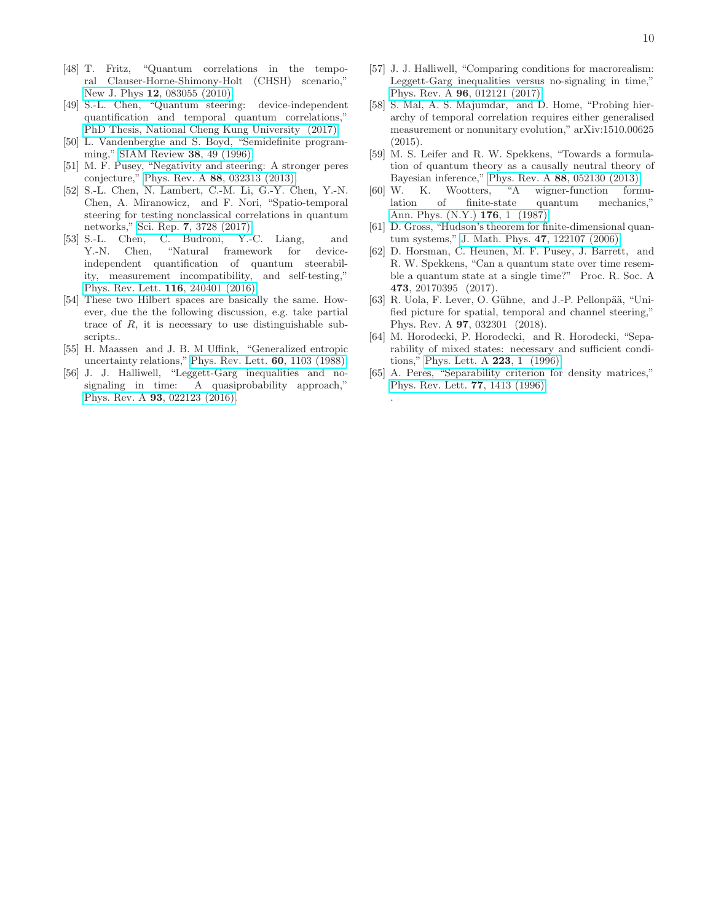[48] T. Fritz, "Quantum correlations in the temporal Clauser-Horne-Shimony-Holt (CHSH) scenario," New J. Phys **12**, 083055 (2010).

[49] S.-L. Chen, "Quantum steering: device-independent quantification and temporal quantum correlations," PhD Thesis, National Cheng Kung University (2017).

[50] L. Vandenberghe and S. Boyd, "Semidefinite programming," SIAM Review **38**, 49 (1996).

[51] M. F. Pusey, "Negativity and steering: A stronger peres conjecture," Phys. Rev. A **88**, 032313 (2013).

[52] S.-L. Chen, N. Lambert, C.-M. Li, G.-Y. Chen, Y.-N. Chen, A. Miranowicz, and F. Nori, "Spatio-temporal steering for testing nonclassical correlations in quantum networks," Sci. Rep. **7**, 3728 (2017).

[53] S.-L. Chen, C. Budroni, Y.-C. Liang, and Y.-N. Chen, "Natural framework for device-independent quantification of quantum steerability, measurement incompatibility, and self-testing," Phys. Rev. Lett. **116**, 240401 (2016).

[54] These two Hilbert spaces are basically the same. However, due the the following discussion, e.g. take partial trace of $R$, it is necessary to use distinguishable subscripts..

[55] H. Maassen and J. B. M Uffink, "Generalized entropic uncertainty relations," Phys. Rev. Lett. **60**, 1103 (1988).

[56] J. J. Halliwell, "Leggett-Garg inequalities and no-signaling in time: A quasiprobability approach," Phys. Rev. A **93**, 022123 (2016).

[57] J. J. Halliwell, "Comparing conditions for macrorealism: Leggett-Garg inequalities versus no-signaling in time," Phys. Rev. A **96**, 012121 (2017).

[58] S. Mal, A. S. Majumdar, and D. Home, "Probing hierarchy of temporal correlation requires either generalised measurement or nonunitary evolution," arXiv:1510.00625 (2015).

[59] M. S. Leifer and R. W. Spekkens, "Towards a formulation of quantum theory as a causally neutral theory of Bayesian inference," Phys. Rev. A **88**, 052130 (2013).

[60] W. K. Wootters, "A wigner-function formulation of finite-state quantum mechanics," Ann. Phys. (N.Y.) **176**, 1 (1987).

[61] D. Gross, "Hudson's theorem for finite-dimensional quantum systems," J. Math. Phys. **47**, 122107 (2006).

[62] D. Horsman, C. Heunen, M. F. Pusey, J. Barrett, and R. W. Spekkens, "Can a quantum state over time resemble a quantum state at a single time?" Proc. R. Soc. A **473**, 20170395 (2017).

[63] R. Uola, F. Lever, O. Gühne, and J.-P. Pellonpää, "Unified picture for spatial, temporal and channel steering," Phys. Rev. A **97**, 032301 (2018).

[64] M. Horodecki, P. Horodecki, and R. Horodecki, "Separability of mixed states: necessary and sufficient conditions," Phys. Lett. A **223**, 1 (1996).

[65] A. Peres, "Separability criterion for density matrices," Phys. Rev. Lett. **77**, 1413 (1996).
.